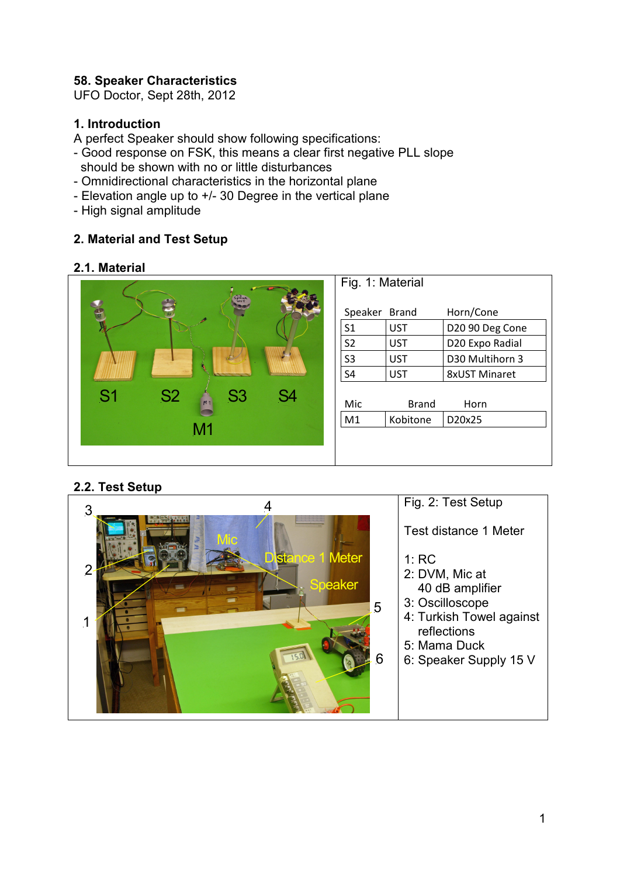## 58. Speaker Characteristics

UFO Doctor, Sept 28th, 2012

### 1. Introduction

A perfect Speaker should show following specifications:

- Good response on FSK, this means a clear first negative PLL slope should be shown with no or little disturbances
- Omnidirectional characteristics in the horizontal plane
- Elevation angle up to +/- 30 Degree in the vertical plane
- High signal amplitude

### 2. Material and Test Setup

#### 2.1. Material

Fig. 1: Material

| Speaker | Brand | Horn/Cone |
|---|---|---|
| S1 | UST | D20 90 Deg Cone |
| S2 | UST | D20 Expo Radial |
| S3 | UST | D30 Multihorn 3 |
| S4 | UST | 8xUST Minaret |

| Mic | Brand | Horn |
|---|---|---|
| M1 | Kobitone | D20x25 |

#### 2.2. Test Setup

Fig. 2: Test Setup

Test distance 1 Meter

1: RC  
2: DVM, Mic at 40 dB amplifier  
3: Oscilloscope  
4: Turkish Towel against reflections  
5: Mama Duck  
6: Speaker Supply 15 V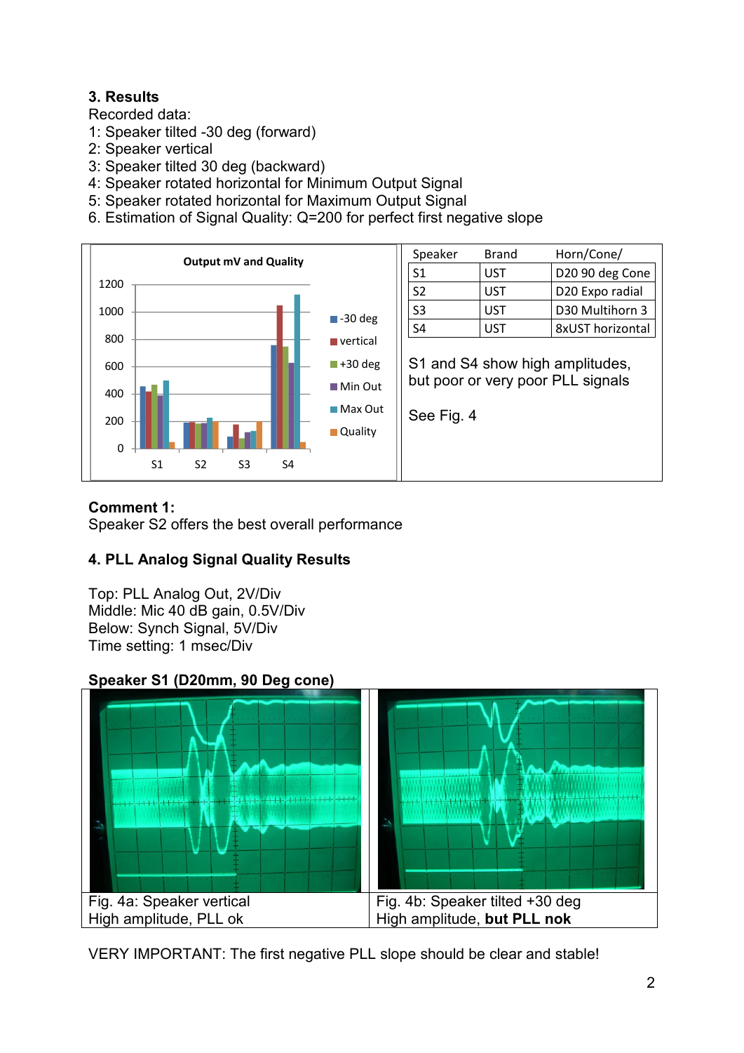**3. Results**

Recorded data:

1: Speaker tilted -30 deg (forward)
2: Speaker vertical
3: Speaker tilted 30 deg (backward)
4: Speaker rotated horizontal for Minimum Output Signal
5: Speaker rotated horizontal for Maximum Output Signal
6. Estimation of Signal Quality: Q=200 for perfect first negative slope

| Speaker | Brand | Horn/Cone/ |
|---|---|---|
| S1 | UST | D20 90 deg Cone |
| S2 | UST | D20 Expo radial |
| S3 | UST | D30 Multihorn 3 |
| S4 | UST | 8xUST horizontal |

S1 and S4 show high amplitudes, but poor or very poor PLL signals

See Fig. 4

**Comment 1:**
Speaker S2 offers the best overall performance

**4. PLL Analog Signal Quality Results**

Top: PLL Analog Out, 2V/Div
Middle: Mic 40 dB gain, 0.5V/Div
Below: Synch Signal, 5V/Div
Time setting: 1 msec/Div

**Speaker S1 (D20mm, 90 Deg cone)**

| Fig. 4a: Speaker vertical<br>High amplitude, PLL ok | Fig. 4b: Speaker tilted +30 deg<br>High amplitude, **but PLL nok** |
|---|---|

VERY IMPORTANT: The first negative PLL slope should be clear and stable!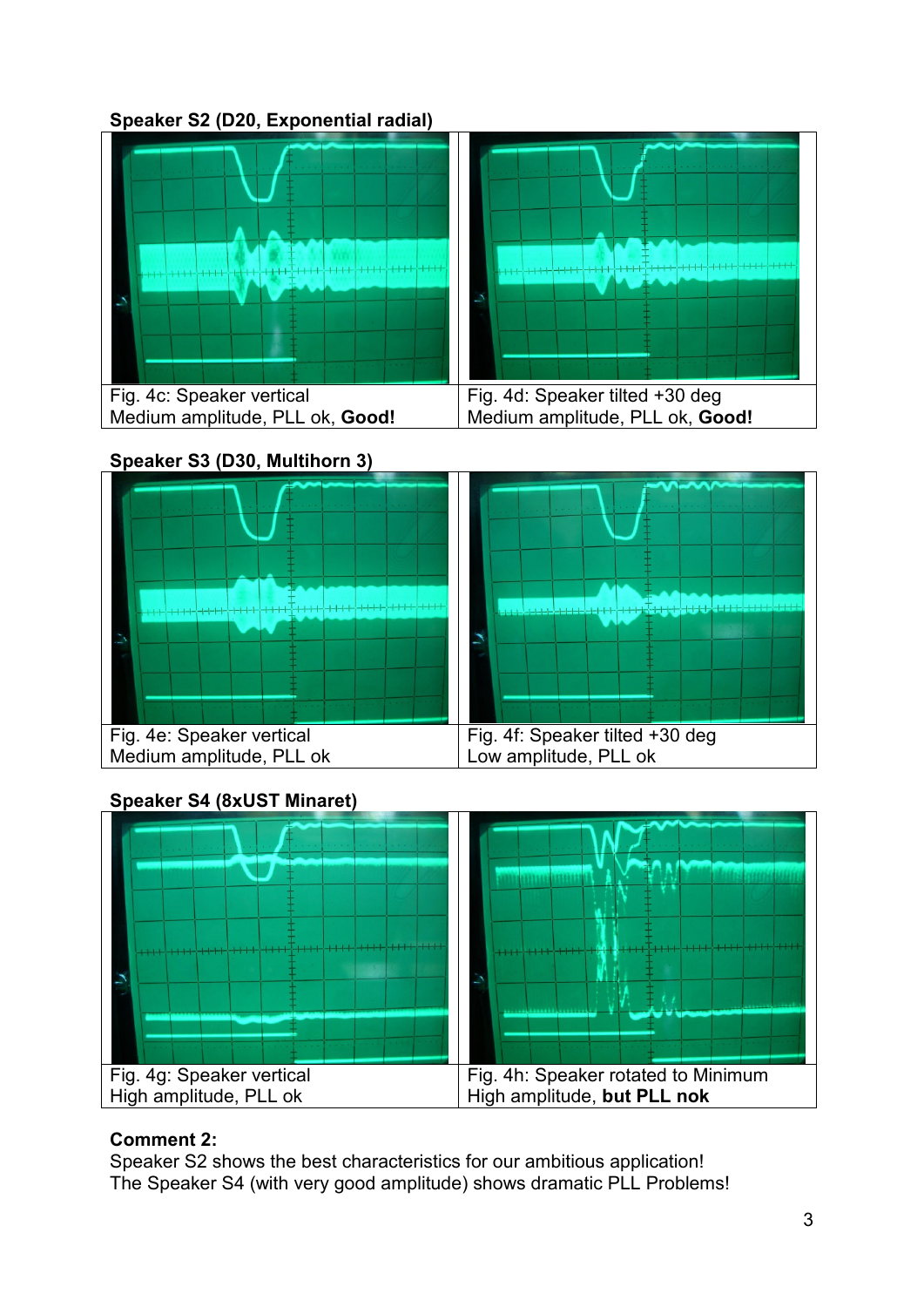**Speaker S2 (D20, Exponential radial)**

| Fig. 4c: Speaker vertical<br>Medium amplitude, PLL ok, **Good!** | Fig. 4d: Speaker tilted +30 deg<br>Medium amplitude, PLL ok, **Good!** |
|---|---|

**Speaker S3 (D30, Multihorn 3)**

| Fig. 4e: Speaker vertical<br>Medium amplitude, PLL ok | Fig. 4f: Speaker tilted +30 deg<br>Low amplitude, PLL ok |
|---|---|

**Speaker S4 (8xUST Minaret)**

| Fig. 4g: Speaker vertical<br>High amplitude, PLL ok | Fig. 4h: Speaker rotated to Minimum<br>High amplitude, **but PLL nok** |
|---|---|

**Comment 2:**
Speaker S2 shows the best characteristics for our ambitious application!
The Speaker S4 (with very good amplitude) shows dramatic PLL Problems!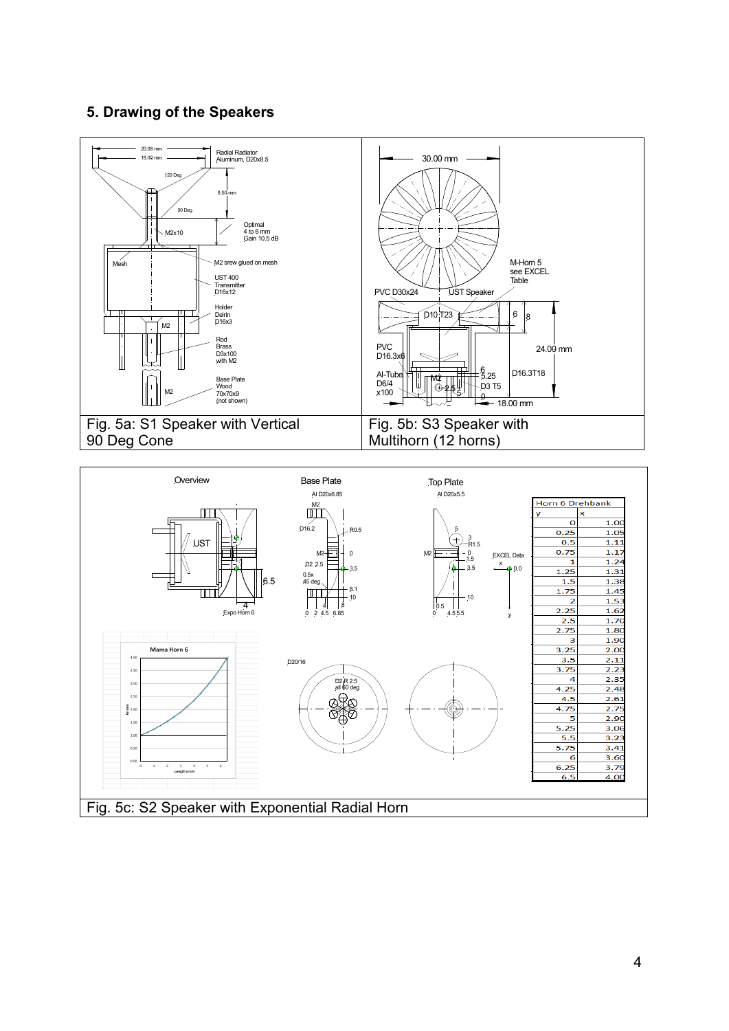## 5. Drawing of the Speakers

20.08 mm
18.08 mm
120 Deg
90 Deg
8.50 mm
Radial Radiator
Aluminum, D20x8.5
Optimal
4 to 6 mm
Gain 10.5 dB
M2x10
Mesh
M2 srew glued on mesh
UST 400
Transmitter
D16x12
Holder
Delrin
D16x3
M2
Rod
Brass
D3x100
with M2
Base Plate
Wood
70x70x9
(not shown)
M2

Fig. 5a: S1 Speaker with Vertical 90 Deg Cone

30.00 mm
M-Horn 5
see EXCEL
Table
PVC D30x24
UST Speaker
D10 T23
6
8
24.00 mm
PVC
D16.3x6
Al-Tube
D6/4
x100
M2
2.5
6
5.25
D3 T5
0
D16.3T18
18.00 mm

Fig. 5b: S3 Speaker with Multihorn (12 horns)

Overview
UST
6.5
4
Expo Horn 6

Base Plate
Al D20x6.85
M2
D16.2
R0.5
M2
0
D2 2.5
3.5
0.5x
45 deg
8.1
10
0 2 4.5 6.85
4
8

Top Plate
Al D20x5.5
5
3
R1.5
M2
0
1.5
3.5
10
0.5
0 4.5 5.5

EXCEL Data
x
0,0
y

| Horn 6 Drehbank | |
|---|---|
| y | x |
| 0 | 1.00 |
| 0.25 | 1.05 |
| 0.5 | 1.11 |
| 0.75 | 1.17 |
| 1 | 1.24 |
| 1.25 | 1.31 |
| 1.5 | 1.38 |
| 1.75 | 1.45 |
| 2 | 1.53 |
| 2.25 | 1.62 |
| 2.5 | 1.70 |
| 2.75 | 1.80 |
| 3 | 1.90 |
| 3.25 | 2.00 |
| 3.5 | 2.11 |
| 3.75 | 2.23 |
| 4 | 2.35 |
| 4.25 | 2.48 |
| 4.5 | 2.61 |
| 4.75 | 2.75 |
| 5 | 2.90 |
| 5.25 | 3.06 |
| 5.5 | 3.23 |
| 5.75 | 3.41 |
| 6 | 3.60 |
| 6.25 | 3.79 |
| 6.5 | 4.00 |

Mama Horn 6
x mm
4.00
3.50
3.00
2.50
2.00
1.50
1.00
0.50
0.00
0 1 2 3 4 5 6
Length x mm

D20/16
D2 R 2.5
all 60 deg

Fig. 5c: S2 Speaker with Exponential Radial Horn